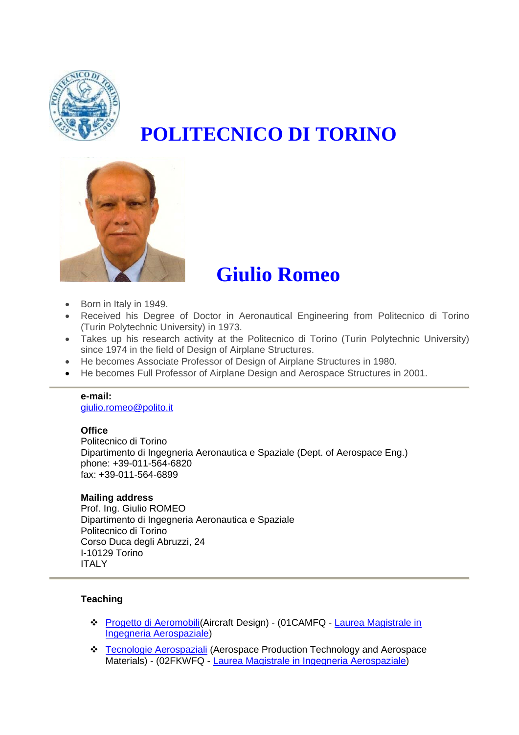# POLITECNICO DI TORINO

# Giulio Romeo

- Born in Italy in 1949.
- Received his Degree of Doctor in Aeronautical Engineering from Politecnico di Torino (Turin Polytechnic University) in 1973.
- Takes up his research activity at the Politecnico di Torino (Turin Polytechnic University) since 1974 in the field of Design of Airplane Structures.
- He becomes Associate Professor of Design of Airplane Structures in 1980.
- He becomes Full Professor of Airplane Design and Aerospace Structures in 2001.

---

**e-mail:**
giulio.romeo@polito.it

**Office**
Politecnico di Torino
Dipartimento di Ingegneria Aeronautica e Spaziale (Dept. of Aerospace Eng.)
phone: +39-011-564-6820
fax: +39-011-564-6899

**Mailing address**
Prof. Ing. Giulio ROMEO
Dipartimento di Ingegneria Aeronautica e Spaziale
Politecnico di Torino
Corso Duca degli Abruzzi, 24
I-10129 Torino
ITALY

---

**Teaching**

- Progetto di Aeromobili(Aircraft Design) - (01CAMFQ - Laurea Magistrale in Ingegneria Aerospaziale)
- Tecnologie Aerospaziali (Aerospace Production Technology and Aerospace Materials) - (02FKWFQ - Laurea Magistrale in Ingegneria Aerospaziale)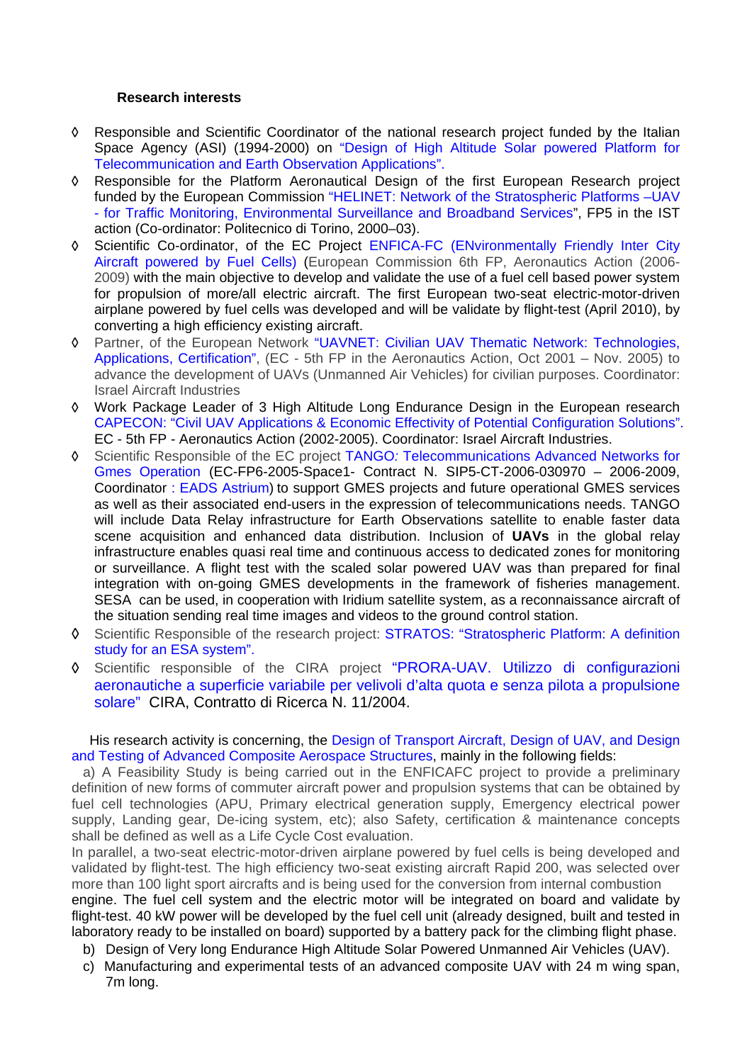**Research interests**

- ◊ Responsible and Scientific Coordinator of the national research project funded by the Italian Space Agency (ASI) (1994-2000) on "Design of High Altitude Solar powered Platform for Telecommunication and Earth Observation Applications".
- ◊ Responsible for the Platform Aeronautical Design of the first European Research project funded by the European Commission "HELINET: Network of the Stratospheric Platforms –UAV - for Traffic Monitoring, Environmental Surveillance and Broadband Services", FP5 in the IST action (Co-ordinator: Politecnico di Torino, 2000–03).
- ◊ Scientific Co-ordinator, of the EC Project ENFICA-FC (ENvironmentally Friendly Inter City Aircraft powered by Fuel Cells) (European Commission 6th FP, Aeronautics Action (2006-2009) with the main objective to develop and validate the use of a fuel cell based power system for propulsion of more/all electric aircraft. The first European two-seat electric-motor-driven airplane powered by fuel cells was developed and will be validate by flight-test (April 2010), by converting a high efficiency existing aircraft.
- ◊ Partner, of the European Network "UAVNET: Civilian UAV Thematic Network: Technologies, Applications, Certification", (EC - 5th FP in the Aeronautics Action, Oct 2001 – Nov. 2005) to advance the development of UAVs (Unmanned Air Vehicles) for civilian purposes. Coordinator: Israel Aircraft Industries
- ◊ Work Package Leader of 3 High Altitude Long Endurance Design in the European research CAPECON: "Civil UAV Applications & Economic Effectivity of Potential Configuration Solutions". EC - 5th FP - Aeronautics Action (2002-2005). Coordinator: Israel Aircraft Industries.
- ◊ Scientific Responsible of the EC project TANGO: Telecommunications Advanced Networks for Gmes Operation (EC-FP6-2005-Space1- Contract N. SIP5-CT-2006-030970 – 2006-2009, Coordinator : EADS Astrium) to support GMES projects and future operational GMES services as well as their associated end-users in the expression of telecommunications needs. TANGO will include Data Relay infrastructure for Earth Observations satellite to enable faster data scene acquisition and enhanced data distribution. Inclusion of **UAVs** in the global relay infrastructure enables quasi real time and continuous access to dedicated zones for monitoring or surveillance. A flight test with the scaled solar powered UAV was than prepared for final integration with on-going GMES developments in the framework of fisheries management. SESA can be used, in cooperation with Iridium satellite system, as a reconnaissance aircraft of the situation sending real time images and videos to the ground control station.
- ◊ Scientific Responsible of the research project: STRATOS: "Stratospheric Platform: A definition study for an ESA system".
- ◊ Scientific responsible of the CIRA project "PRORA-UAV. Utilizzo di configurazioni aeronautiche a superficie variabile per velivoli d'alta quota e senza pilota a propulsione solare" CIRA, Contratto di Ricerca N. 11/2004.

His research activity is concerning, the Design of Transport Aircraft, Design of UAV, and Design and Testing of Advanced Composite Aerospace Structures, mainly in the following fields:

a) A Feasibility Study is being carried out in the ENFICAFC project to provide a preliminary definition of new forms of commuter aircraft power and propulsion systems that can be obtained by fuel cell technologies (APU, Primary electrical generation supply, Emergency electrical power supply, Landing gear, De-icing system, etc); also Safety, certification & maintenance concepts shall be defined as well as a Life Cycle Cost evaluation.

In parallel, a two-seat electric-motor-driven airplane powered by fuel cells is being developed and validated by flight-test. The high efficiency two-seat existing aircraft Rapid 200, was selected over more than 100 light sport aircrafts and is being used for the conversion from internal combustion engine. The fuel cell system and the electric motor will be integrated on board and validate by flight-test. 40 kW power will be developed by the fuel cell unit (already designed, built and tested in laboratory ready to be installed on board) supported by a battery pack for the climbing flight phase.

b) Design of Very long Endurance High Altitude Solar Powered Unmanned Air Vehicles (UAV).

c) Manufacturing and experimental tests of an advanced composite UAV with 24 m wing span, 7m long.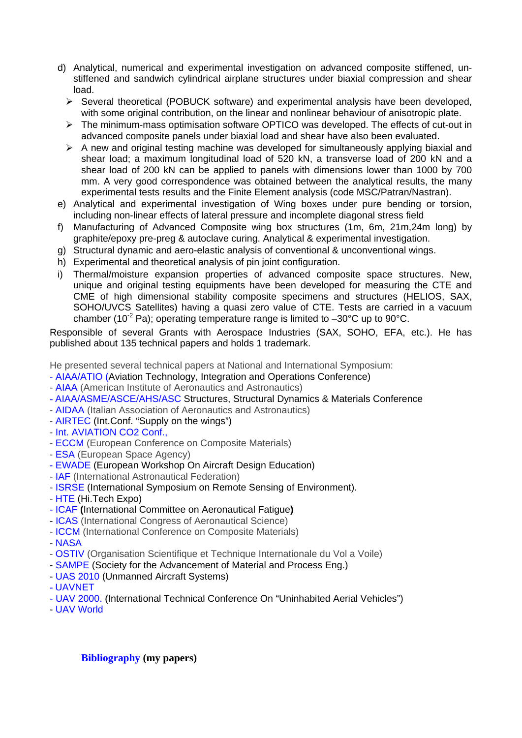d) Analytical, numerical and experimental investigation on advanced composite stiffened, un-stiffened and sandwich cylindrical airplane structures under biaxial compression and shear load.
   - Several theoretical (POBUCK software) and experimental analysis have been developed, with some original contribution, on the linear and nonlinear behaviour of anisotropic plate.
   - The minimum-mass optimisation software OPTICO was developed. The effects of cut-out in advanced composite panels under biaxial load and shear have also been evaluated.
   - A new and original testing machine was developed for simultaneously applying biaxial and shear load; a maximum longitudinal load of 520 kN, a transverse load of 200 kN and a shear load of 200 kN can be applied to panels with dimensions lower than 1000 by 700 mm. A very good correspondence was obtained between the analytical results, the many experimental tests results and the Finite Element analysis (code MSC/Patran/Nastran).

e) Analytical and experimental investigation of Wing boxes under pure bending or torsion, including non-linear effects of lateral pressure and incomplete diagonal stress field

f) Manufacturing of Advanced Composite wing box structures (1m, 6m, 21m,24m long) by graphite/epoxy pre-preg & autoclave curing. Analytical & experimental investigation.

g) Structural dynamic and aero-elastic analysis of conventional & unconventional wings.

h) Experimental and theoretical analysis of pin joint configuration.

i) Thermal/moisture expansion properties of advanced composite space structures. New, unique and original testing equipments have been developed for measuring the CTE and CME of high dimensional stability composite specimens and structures (HELIOS, SAX, SOHO/UVCS Satellites) having a quasi zero value of CTE. Tests are carried in a vacuum chamber ($10^{-2}$ Pa); operating temperature range is limited to –30°C up to 90°C.

Responsible of several Grants with Aerospace Industries (SAX, SOHO, EFA, etc.). He has published about 135 technical papers and holds 1 trademark.

He presented several technical papers at National and International Symposium:

- AIAA/ATIO (Aviation Technology, Integration and Operations Conference)
- AIAA (American Institute of Aeronautics and Astronautics)
- AIAA/ASME/ASCE/AHS/ASC Structures, Structural Dynamics & Materials Conference
- AIDAA (Italian Association of Aeronautics and Astronautics)
- AIRTEC (Int.Conf. “Supply on the wings”)
- Int. AVIATION CO2 Conf.,
- ECCM (European Conference on Composite Materials)
- ESA (European Space Agency)
- EWADE (European Workshop On Aircraft Design Education)
- IAF (International Astronautical Federation)
- ISRSE (International Symposium on Remote Sensing of Environment).
- HTE (Hi.Tech Expo)
- ICAF **(**International Committee on Aeronautical Fatigue**)**
- ICAS (International Congress of Aeronautical Science)
- ICCM (International Conference on Composite Materials)
- NASA
- OSTIV (Organisation Scientifique et Technique Internationale du Vol a Voile)
- SAMPE (Society for the Advancement of Material and Process Eng.)
- UAS 2010 (Unmanned Aircraft Systems)
- UAVNET
- UAV 2000. (International Technical Conference On “Uninhabited Aerial Vehicles”)
- UAV World

**Bibliography (my papers)**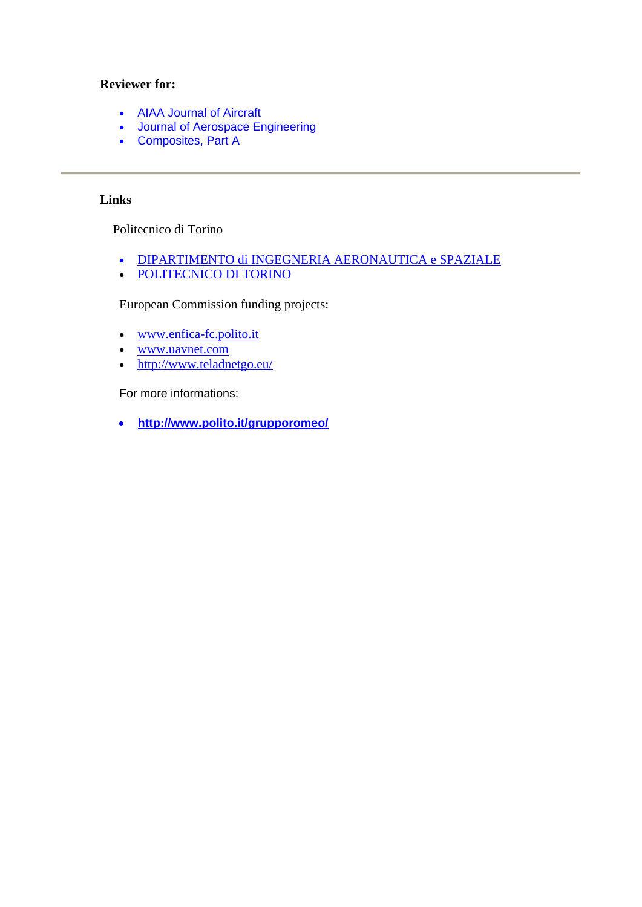**Reviewer for:**

- AIAA Journal of Aircraft
- Journal of Aerospace Engineering
- Composites, Part A

---

**Links**

Politecnico di Torino

- DIPARTIMENTO di INGEGNERIA AERONAUTICA e SPAZIALE
- POLITECNICO DI TORINO

European Commission funding projects:

- www.enfica-fc.polito.it
- www.uavnet.com
- http://www.teladnetgo.eu/

For more informations:

- **http://www.polito.it/grupporomeo/**